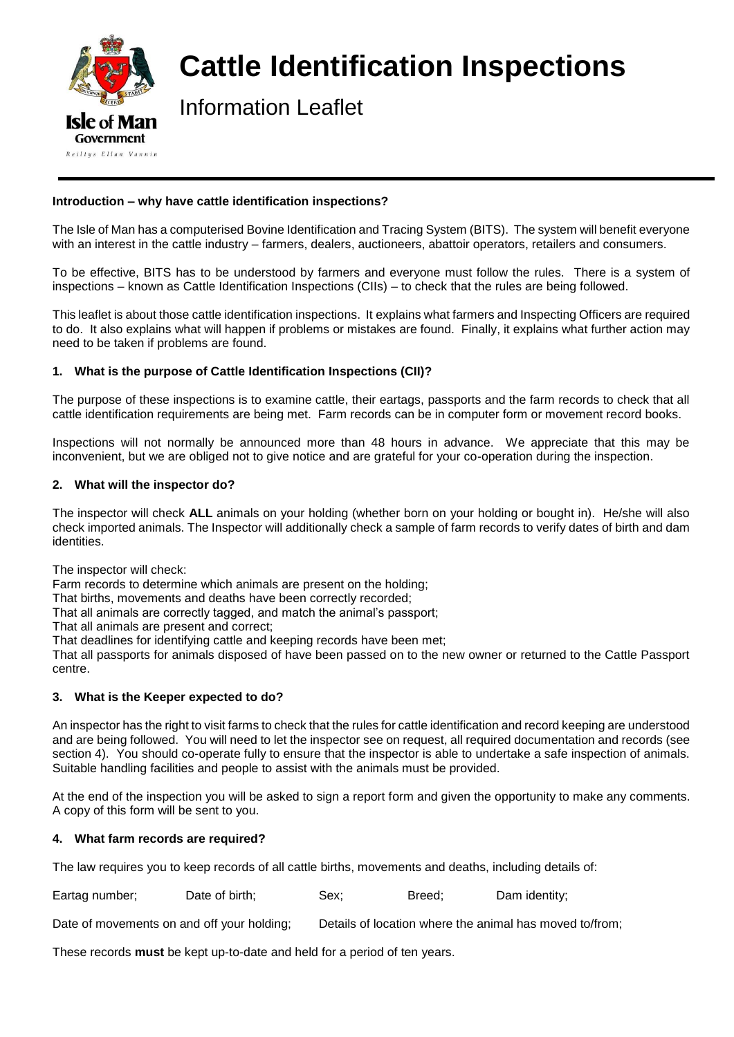Isle of Man Government
Reiltys Ellan Vannin

# Cattle Identification Inspections

## Information Leaflet

**Introduction – why have cattle identification inspections?**

The Isle of Man has a computerised Bovine Identification and Tracing System (BITS). The system will benefit everyone with an interest in the cattle industry – farmers, dealers, auctioneers, abattoir operators, retailers and consumers.

To be effective, BITS has to be understood by farmers and everyone must follow the rules. There is a system of inspections – known as Cattle Identification Inspections (CIIs) – to check that the rules are being followed.

This leaflet is about those cattle identification inspections. It explains what farmers and Inspecting Officers are required to do. It also explains what will happen if problems or mistakes are found. Finally, it explains what further action may need to be taken if problems are found.

**1. What is the purpose of Cattle Identification Inspections (CII)?**

The purpose of these inspections is to examine cattle, their eartags, passports and the farm records to check that all cattle identification requirements are being met. Farm records can be in computer form or movement record books.

Inspections will not normally be announced more than 48 hours in advance. We appreciate that this may be inconvenient, but we are obliged not to give notice and are grateful for your co-operation during the inspection.

**2. What will the inspector do?**

The inspector will check **ALL** animals on your holding (whether born on your holding or bought in). He/she will also check imported animals. The Inspector will additionally check a sample of farm records to verify dates of birth and dam identities.

The inspector will check:

Farm records to determine which animals are present on the holding;

That births, movements and deaths have been correctly recorded;

That all animals are correctly tagged, and match the animal's passport;

That all animals are present and correct;

That deadlines for identifying cattle and keeping records have been met;

That all passports for animals disposed of have been passed on to the new owner or returned to the Cattle Passport centre.

**3. What is the Keeper expected to do?**

An inspector has the right to visit farms to check that the rules for cattle identification and record keeping are understood and are being followed. You will need to let the inspector see on request, all required documentation and records (see section 4). You should co-operate fully to ensure that the inspector is able to undertake a safe inspection of animals. Suitable handling facilities and people to assist with the animals must be provided.

At the end of the inspection you will be asked to sign a report form and given the opportunity to make any comments. A copy of this form will be sent to you.

**4. What farm records are required?**

The law requires you to keep records of all cattle births, movements and deaths, including details of:

Eartag number; Date of birth; Sex; Breed; Dam identity;

Date of movements on and off your holding; Details of location where the animal has moved to/from;

These records **must** be kept up-to-date and held for a period of ten years.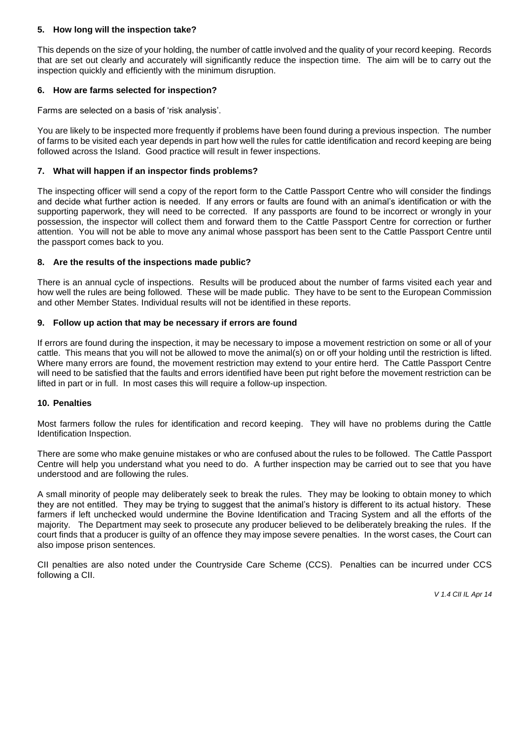### 5. How long will the inspection take?

This depends on the size of your holding, the number of cattle involved and the quality of your record keeping. Records that are set out clearly and accurately will significantly reduce the inspection time. The aim will be to carry out the inspection quickly and efficiently with the minimum disruption.

### 6. How are farms selected for inspection?

Farms are selected on a basis of 'risk analysis'.

You are likely to be inspected more frequently if problems have been found during a previous inspection. The number of farms to be visited each year depends in part how well the rules for cattle identification and record keeping are being followed across the Island. Good practice will result in fewer inspections.

### 7. What will happen if an inspector finds problems?

The inspecting officer will send a copy of the report form to the Cattle Passport Centre who will consider the findings and decide what further action is needed. If any errors or faults are found with an animal's identification or with the supporting paperwork, they will need to be corrected. If any passports are found to be incorrect or wrongly in your possession, the inspector will collect them and forward them to the Cattle Passport Centre for correction or further attention. You will not be able to move any animal whose passport has been sent to the Cattle Passport Centre until the passport comes back to you.

### 8. Are the results of the inspections made public?

There is an annual cycle of inspections. Results will be produced about the number of farms visited each year and how well the rules are being followed. These will be made public. They have to be sent to the European Commission and other Member States. Individual results will not be identified in these reports.

### 9. Follow up action that may be necessary if errors are found

If errors are found during the inspection, it may be necessary to impose a movement restriction on some or all of your cattle. This means that you will not be allowed to move the animal(s) on or off your holding until the restriction is lifted. Where many errors are found, the movement restriction may extend to your entire herd. The Cattle Passport Centre will need to be satisfied that the faults and errors identified have been put right before the movement restriction can be lifted in part or in full. In most cases this will require a follow-up inspection.

### 10. Penalties

Most farmers follow the rules for identification and record keeping. They will have no problems during the Cattle Identification Inspection.

There are some who make genuine mistakes or who are confused about the rules to be followed. The Cattle Passport Centre will help you understand what you need to do. A further inspection may be carried out to see that you have understood and are following the rules.

A small minority of people may deliberately seek to break the rules. They may be looking to obtain money to which they are not entitled. They may be trying to suggest that the animal's history is different to its actual history. These farmers if left unchecked would undermine the Bovine Identification and Tracing System and all the efforts of the majority. The Department may seek to prosecute any producer believed to be deliberately breaking the rules. If the court finds that a producer is guilty of an offence they may impose severe penalties. In the worst cases, the Court can also impose prison sentences.

CII penalties are also noted under the Countryside Care Scheme (CCS). Penalties can be incurred under CCS following a CII.

*V 1.4 CII IL Apr 14*